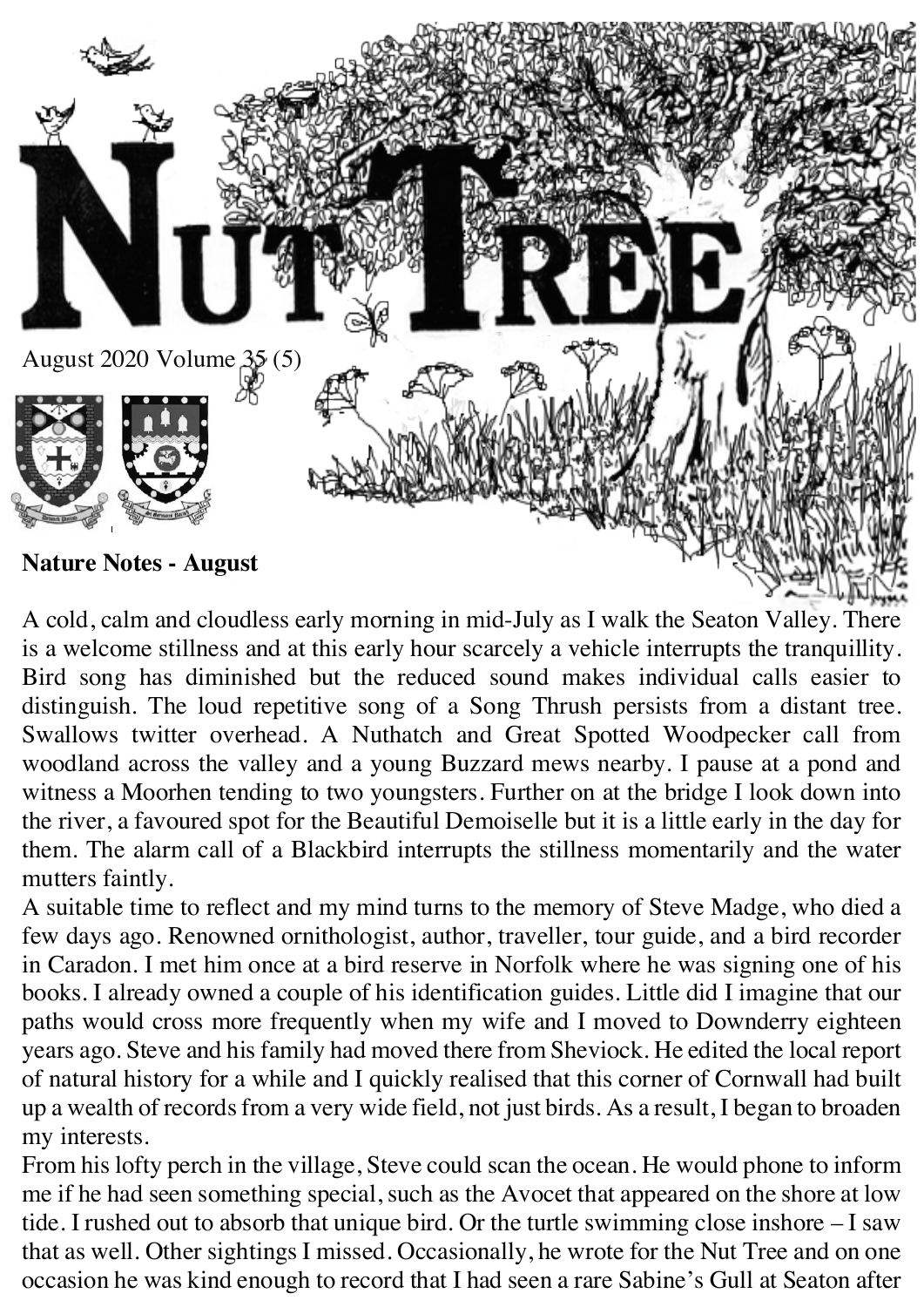# Nut Tree

August 2020 Volume 35 (5)

**Nature Notes - August**

A cold, calm and cloudless early morning in mid-July as I walk the Seaton Valley. There is a welcome stillness and at this early hour scarcely a vehicle interrupts the tranquillity. Bird song has diminished but the reduced sound makes individual calls easier to distinguish. The loud repetitive song of a Song Thrush persists from a distant tree. Swallows twitter overhead. A Nuthatch and Great Spotted Woodpecker call from woodland across the valley and a young Buzzard mews nearby. I pause at a pond and witness a Moorhen tending to two youngsters. Further on at the bridge I look down into the river, a favoured spot for the Beautiful Demoiselle but it is a little early in the day for them. The alarm call of a Blackbird interrupts the stillness momentarily and the water mutters faintly.

A suitable time to reflect and my mind turns to the memory of Steve Madge, who died a few days ago. Renowned ornithologist, author, traveller, tour guide, and a bird recorder in Caradon. I met him once at a bird reserve in Norfolk where he was signing one of his books. I already owned a couple of his identification guides. Little did I imagine that our paths would cross more frequently when my wife and I moved to Downderry eighteen years ago. Steve and his family had moved there from Sheviock. He edited the local report of natural history for a while and I quickly realised that this corner of Cornwall had built up a wealth of records from a very wide field, not just birds. As a result, I began to broaden my interests.

From his lofty perch in the village, Steve could scan the ocean. He would phone to inform me if he had seen something special, such as the Avocet that appeared on the shore at low tide. I rushed out to absorb that unique bird. Or the turtle swimming close inshore – I saw that as well. Other sightings I missed. Occasionally, he wrote for the Nut Tree and on one occasion he was kind enough to record that I had seen a rare Sabine's Gull at Seaton after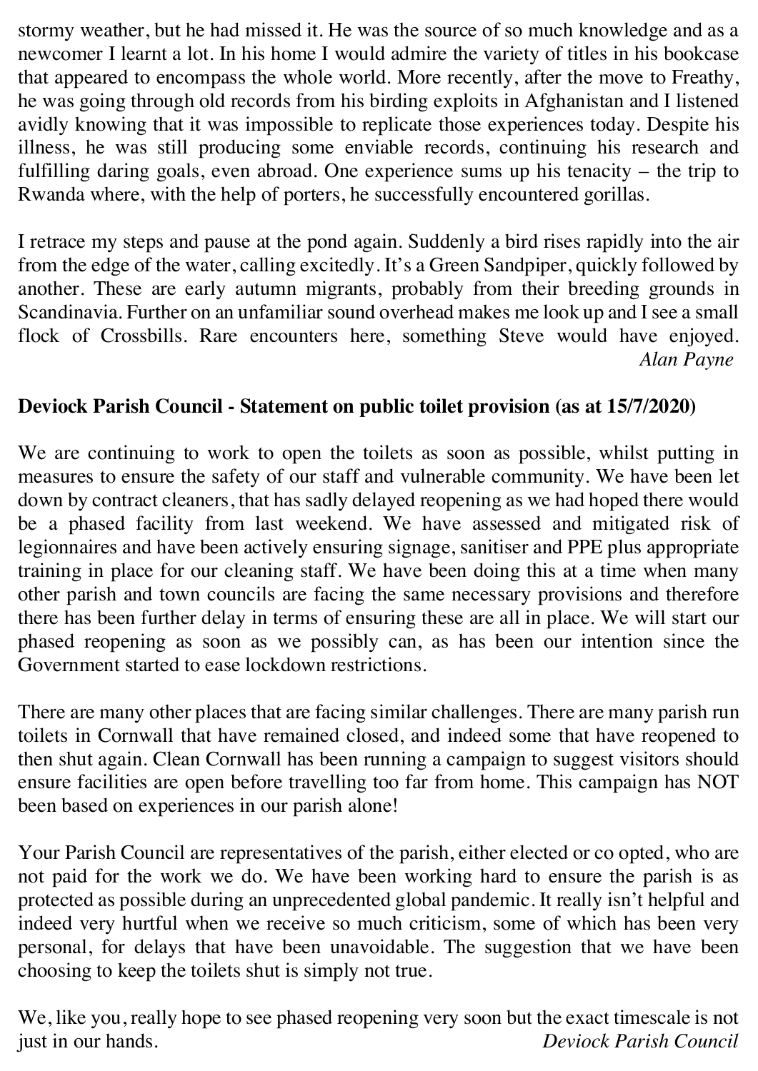stormy weather, but he had missed it. He was the source of so much knowledge and as a newcomer I learnt a lot. In his home I would admire the variety of titles in his bookcase that appeared to encompass the whole world. More recently, after the move to Freathy, he was going through old records from his birding exploits in Afghanistan and I listened avidly knowing that it was impossible to replicate those experiences today. Despite his illness, he was still producing some enviable records, continuing his research and fulfilling daring goals, even abroad. One experience sums up his tenacity – the trip to Rwanda where, with the help of porters, he successfully encountered gorillas.

I retrace my steps and pause at the pond again. Suddenly a bird rises rapidly into the air from the edge of the water, calling excitedly. It's a Green Sandpiper, quickly followed by another. These are early autumn migrants, probably from their breeding grounds in Scandinavia. Further on an unfamiliar sound overhead makes me look up and I see a small flock of Crossbills. Rare encounters here, something Steve would have enjoyed.

*Alan Payne*

**Deviock Parish Council - Statement on public toilet provision (as at 15/7/2020)**

We are continuing to work to open the toilets as soon as possible, whilst putting in measures to ensure the safety of our staff and vulnerable community. We have been let down by contract cleaners, that has sadly delayed reopening as we had hoped there would be a phased facility from last weekend. We have assessed and mitigated risk of legionnaires and have been actively ensuring signage, sanitiser and PPE plus appropriate training in place for our cleaning staff. We have been doing this at a time when many other parish and town councils are facing the same necessary provisions and therefore there has been further delay in terms of ensuring these are all in place. We will start our phased reopening as soon as we possibly can, as has been our intention since the Government started to ease lockdown restrictions.

There are many other places that are facing similar challenges. There are many parish run toilets in Cornwall that have remained closed, and indeed some that have reopened to then shut again. Clean Cornwall has been running a campaign to suggest visitors should ensure facilities are open before travelling too far from home. This campaign has NOT been based on experiences in our parish alone!

Your Parish Council are representatives of the parish, either elected or co opted, who are not paid for the work we do. We have been working hard to ensure the parish is as protected as possible during an unprecedented global pandemic. It really isn't helpful and indeed very hurtful when we receive so much criticism, some of which has been very personal, for delays that have been unavoidable. The suggestion that we have been choosing to keep the toilets shut is simply not true.

We, like you, really hope to see phased reopening very soon but the exact timescale is not just in our hands.

*Deviock Parish Council*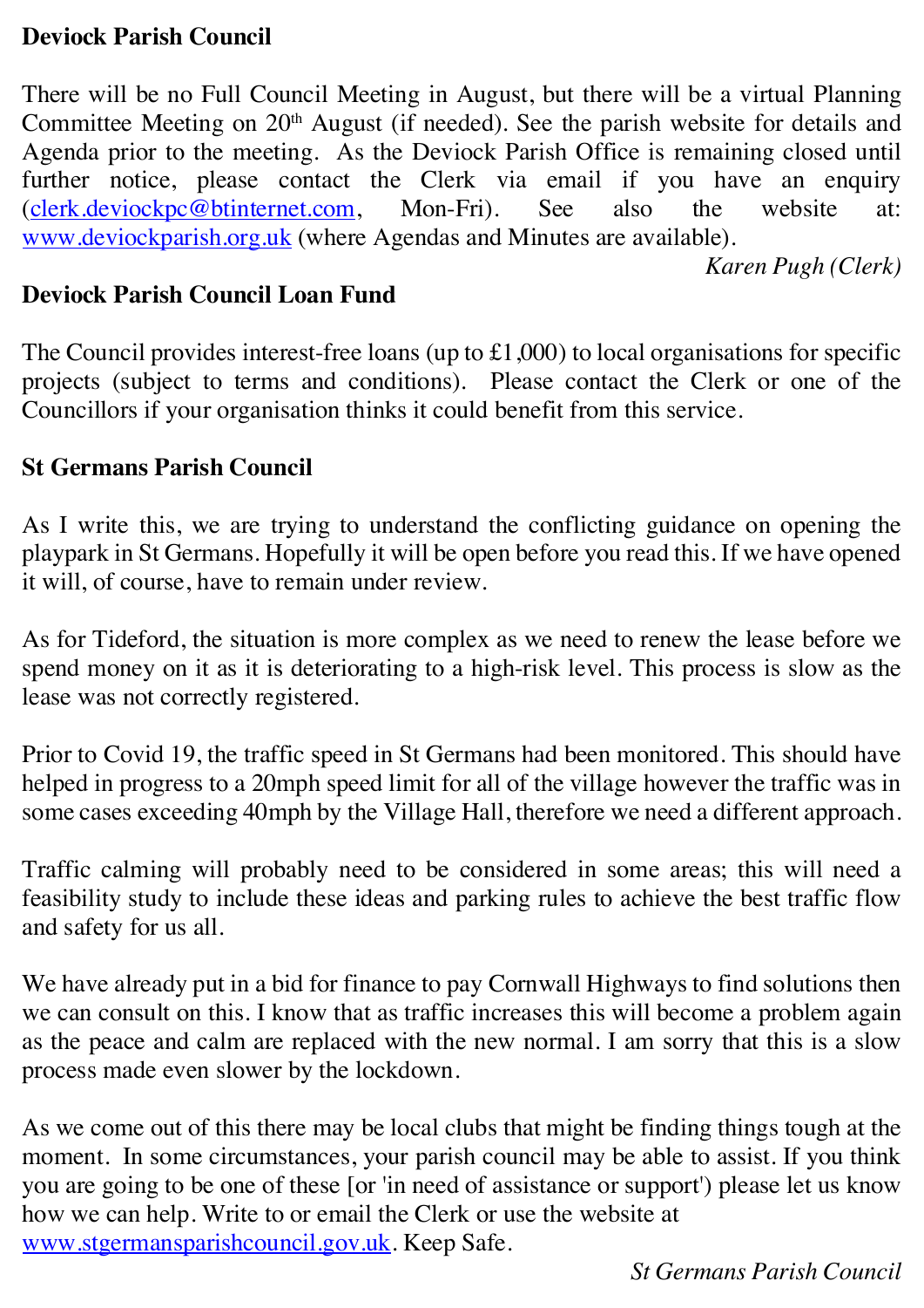**Deviock Parish Council**

There will be no Full Council Meeting in August, but there will be a virtual Planning Committee Meeting on 20th August (if needed). See the parish website for details and Agenda prior to the meeting. As the Deviock Parish Office is remaining closed until further notice, please contact the Clerk via email if you have an enquiry (clerk.deviockpc@btinternet.com, Mon-Fri). See also the website at: www.deviockparish.org.uk (where Agendas and Minutes are available).

*Karen Pugh (Clerk)*

**Deviock Parish Council Loan Fund**

The Council provides interest-free loans (up to £1,000) to local organisations for specific projects (subject to terms and conditions). Please contact the Clerk or one of the Councillors if your organisation thinks it could benefit from this service.

**St Germans Parish Council**

As I write this, we are trying to understand the conflicting guidance on opening the playpark in St Germans. Hopefully it will be open before you read this. If we have opened it will, of course, have to remain under review.

As for Tideford, the situation is more complex as we need to renew the lease before we spend money on it as it is deteriorating to a high-risk level. This process is slow as the lease was not correctly registered.

Prior to Covid 19, the traffic speed in St Germans had been monitored. This should have helped in progress to a 20mph speed limit for all of the village however the traffic was in some cases exceeding 40mph by the Village Hall, therefore we need a different approach.

Traffic calming will probably need to be considered in some areas; this will need a feasibility study to include these ideas and parking rules to achieve the best traffic flow and safety for us all.

We have already put in a bid for finance to pay Cornwall Highways to find solutions then we can consult on this. I know that as traffic increases this will become a problem again as the peace and calm are replaced with the new normal. I am sorry that this is a slow process made even slower by the lockdown.

As we come out of this there may be local clubs that might be finding things tough at the moment. In some circumstances, your parish council may be able to assist. If you think you are going to be one of these [or 'in need of assistance or support') please let us know how we can help. Write to or email the Clerk or use the website at www.stgermansparishcouncil.gov.uk. Keep Safe.

*St Germans Parish Council*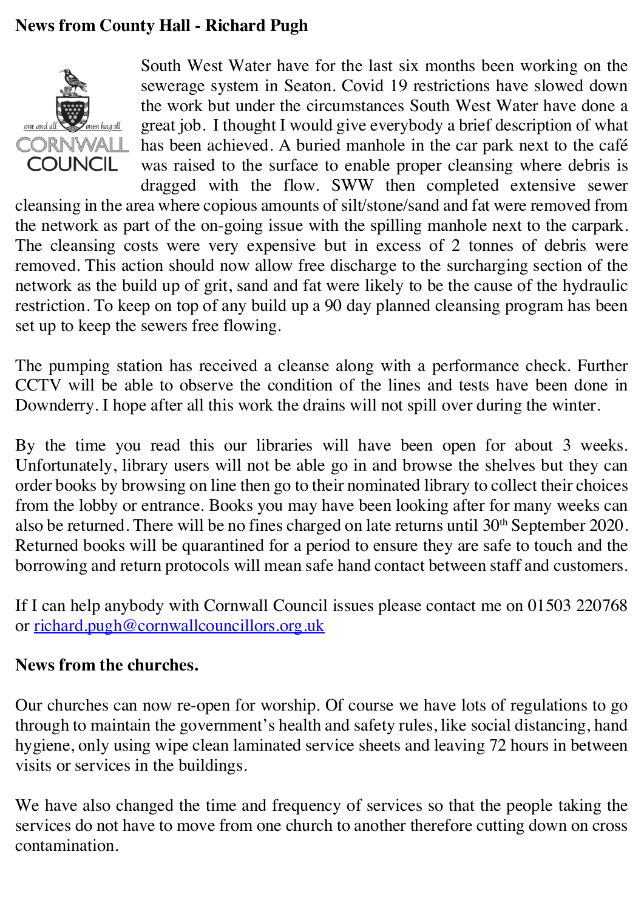**News from County Hall - Richard Pugh**

South West Water have for the last six months been working on the sewerage system in Seaton. Covid 19 restrictions have slowed down the work but under the circumstances South West Water have done a great job. I thought I would give everybody a brief description of what has been achieved. A buried manhole in the car park next to the café was raised to the surface to enable proper cleansing where debris is dragged with the flow. SWW then completed extensive sewer cleansing in the area where copious amounts of silt/stone/sand and fat were removed from the network as part of the on-going issue with the spilling manhole next to the carpark. The cleansing costs were very expensive but in excess of 2 tonnes of debris were removed. This action should now allow free discharge to the surcharging section of the network as the build up of grit, sand and fat were likely to be the cause of the hydraulic restriction. To keep on top of any build up a 90 day planned cleansing program has been set up to keep the sewers free flowing.

The pumping station has received a cleanse along with a performance check. Further CCTV will be able to observe the condition of the lines and tests have been done in Downderry. I hope after all this work the drains will not spill over during the winter.

By the time you read this our libraries will have been open for about 3 weeks. Unfortunately, library users will not be able go in and browse the shelves but they can order books by browsing on line then go to their nominated library to collect their choices from the lobby or entrance. Books you may have been looking after for many weeks can also be returned. There will be no fines charged on late returns until 30th September 2020. Returned books will be quarantined for a period to ensure they are safe to touch and the borrowing and return protocols will mean safe hand contact between staff and customers.

If I can help anybody with Cornwall Council issues please contact me on 01503 220768 or richard.pugh@cornwallcouncillors.org.uk

**News from the churches.**

Our churches can now re-open for worship. Of course we have lots of regulations to go through to maintain the government's health and safety rules, like social distancing, hand hygiene, only using wipe clean laminated service sheets and leaving 72 hours in between visits or services in the buildings.

We have also changed the time and frequency of services so that the people taking the services do not have to move from one church to another therefore cutting down on cross contamination.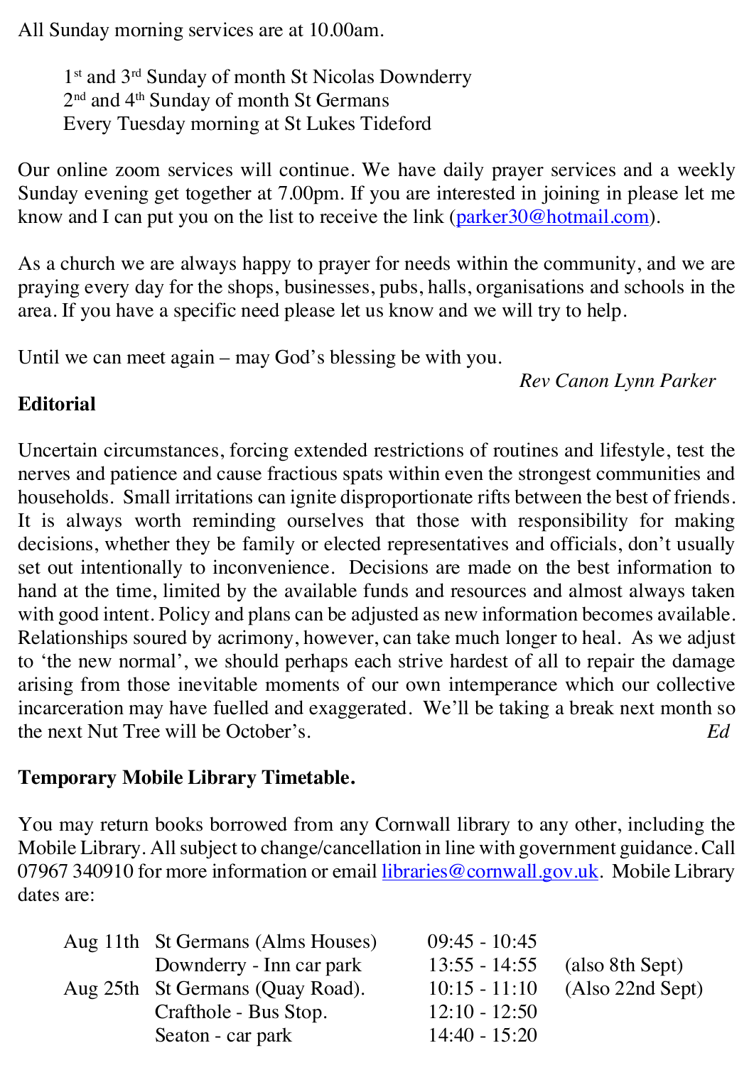All Sunday morning services are at 10.00am.

> 1st and 3rd Sunday of month St Nicolas Downderry
> 2nd and 4th Sunday of month St Germans
> Every Tuesday morning at St Lukes Tideford

Our online zoom services will continue. We have daily prayer services and a weekly Sunday evening get together at 7.00pm. If you are interested in joining in please let me know and I can put you on the list to receive the link (parker30@hotmail.com).

As a church we are always happy to prayer for needs within the community, and we are praying every day for the shops, businesses, pubs, halls, organisations and schools in the area. If you have a specific need please let us know and we will try to help.

Until we can meet again – may God's blessing be with you.

*Rev Canon Lynn Parker*

**Editorial**

Uncertain circumstances, forcing extended restrictions of routines and lifestyle, test the nerves and patience and cause fractious spats within even the strongest communities and households. Small irritations can ignite disproportionate rifts between the best of friends. It is always worth reminding ourselves that those with responsibility for making decisions, whether they be family or elected representatives and officials, don't usually set out intentionally to inconvenience. Decisions are made on the best information to hand at the time, limited by the available funds and resources and almost always taken with good intent. Policy and plans can be adjusted as new information becomes available. Relationships soured by acrimony, however, can take much longer to heal. As we adjust to 'the new normal', we should perhaps each strive hardest of all to repair the damage arising from those inevitable moments of our own intemperance which our collective incarceration may have fuelled and exaggerated. We'll be taking a break next month so the next Nut Tree will be October's. *Ed*

**Temporary Mobile Library Timetable.**

You may return books borrowed from any Cornwall library to any other, including the Mobile Library. All subject to change/cancellation in line with government guidance. Call 07967 340910 for more information or email libraries@cornwall.gov.uk. Mobile Library dates are:

| | | | |
|---|---|---|---|
| Aug 11th | St Germans (Alms Houses) | 09:45 - 10:45 | |
| | Downderry - Inn car park | 13:55 - 14:55 | (also 8th Sept) |
| Aug 25th | St Germans (Quay Road). | 10:15 - 11:10 | (Also 22nd Sept) |
| | Crafthole - Bus Stop. | 12:10 - 12:50 | |
| | Seaton - car park | 14:40 - 15:20 | |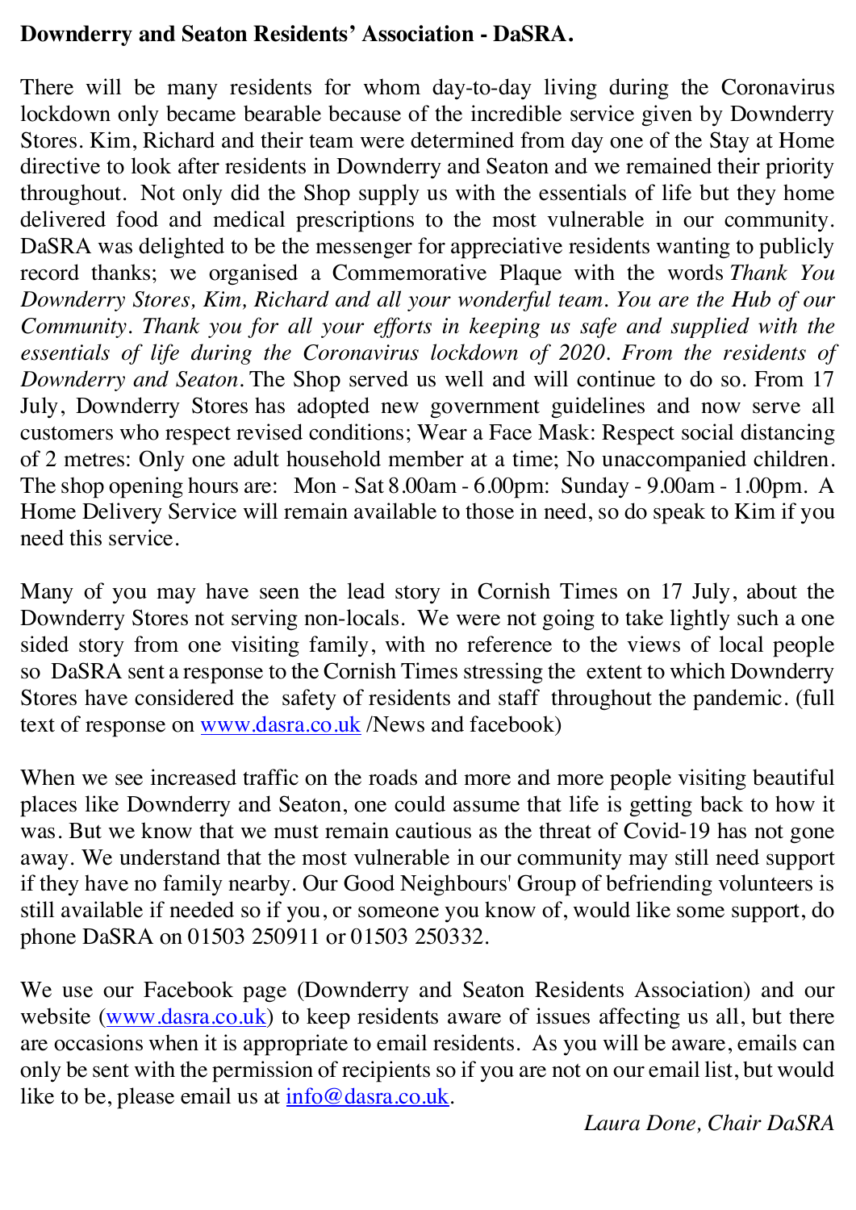**Downderry and Seaton Residents' Association - DaSRA.**

There will be many residents for whom day-to-day living during the Coronavirus lockdown only became bearable because of the incredible service given by Downderry Stores. Kim, Richard and their team were determined from day one of the Stay at Home directive to look after residents in Downderry and Seaton and we remained their priority throughout. Not only did the Shop supply us with the essentials of life but they home delivered food and medical prescriptions to the most vulnerable in our community. DaSRA was delighted to be the messenger for appreciative residents wanting to publicly record thanks; we organised a Commemorative Plaque with the words *Thank You Downderry Stores, Kim, Richard and all your wonderful team. You are the Hub of our Community. Thank you for all your efforts in keeping us safe and supplied with the essentials of life during the Coronavirus lockdown of 2020. From the residents of Downderry and Seaton.* The Shop served us well and will continue to do so. From 17 July, Downderry Stores has adopted new government guidelines and now serve all customers who respect revised conditions; Wear a Face Mask: Respect social distancing of 2 metres: Only one adult household member at a time; No unaccompanied children. The shop opening hours are: Mon - Sat 8.00am - 6.00pm: Sunday - 9.00am - 1.00pm. A Home Delivery Service will remain available to those in need, so do speak to Kim if you need this service.

Many of you may have seen the lead story in Cornish Times on 17 July, about the Downderry Stores not serving non-locals. We were not going to take lightly such a one sided story from one visiting family, with no reference to the views of local people so DaSRA sent a response to the Cornish Times stressing the extent to which Downderry Stores have considered the safety of residents and staff throughout the pandemic. (full text of response on www.dasra.co.uk /News and facebook)

When we see increased traffic on the roads and more and more people visiting beautiful places like Downderry and Seaton, one could assume that life is getting back to how it was. But we know that we must remain cautious as the threat of Covid-19 has not gone away. We understand that the most vulnerable in our community may still need support if they have no family nearby. Our Good Neighbours' Group of befriending volunteers is still available if needed so if you, or someone you know of, would like some support, do phone DaSRA on 01503 250911 or 01503 250332.

We use our Facebook page (Downderry and Seaton Residents Association) and our website (www.dasra.co.uk) to keep residents aware of issues affecting us all, but there are occasions when it is appropriate to email residents. As you will be aware, emails can only be sent with the permission of recipients so if you are not on our email list, but would like to be, please email us at info@dasra.co.uk.

*Laura Done, Chair DaSRA*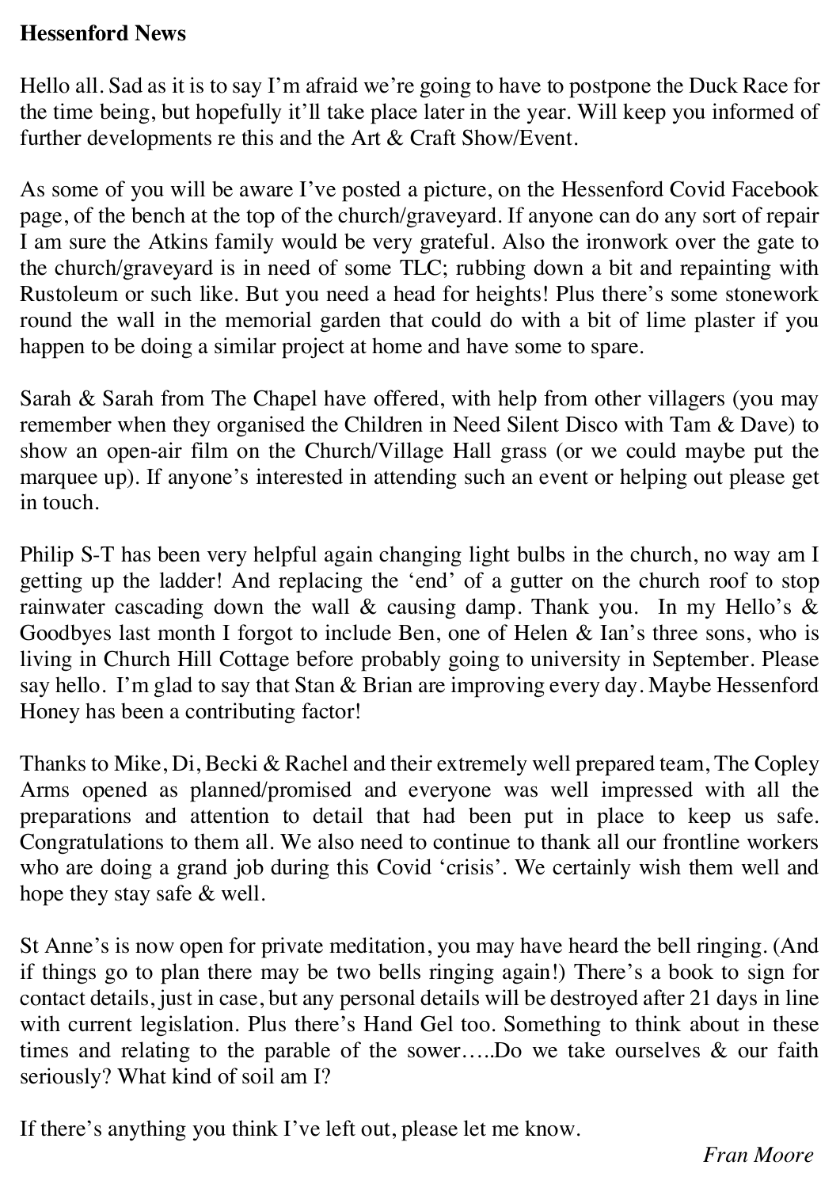**Hessenford News**

Hello all. Sad as it is to say I'm afraid we're going to have to postpone the Duck Race for the time being, but hopefully it'll take place later in the year. Will keep you informed of further developments re this and the Art & Craft Show/Event.

As some of you will be aware I've posted a picture, on the Hessenford Covid Facebook page, of the bench at the top of the church/graveyard. If anyone can do any sort of repair I am sure the Atkins family would be very grateful. Also the ironwork over the gate to the church/graveyard is in need of some TLC; rubbing down a bit and repainting with Rustoleum or such like. But you need a head for heights! Plus there's some stonework round the wall in the memorial garden that could do with a bit of lime plaster if you happen to be doing a similar project at home and have some to spare.

Sarah & Sarah from The Chapel have offered, with help from other villagers (you may remember when they organised the Children in Need Silent Disco with Tam & Dave) to show an open-air film on the Church/Village Hall grass (or we could maybe put the marquee up). If anyone's interested in attending such an event or helping out please get in touch.

Philip S-T has been very helpful again changing light bulbs in the church, no way am I getting up the ladder! And replacing the 'end' of a gutter on the church roof to stop rainwater cascading down the wall & causing damp. Thank you. In my Hello's & Goodbyes last month I forgot to include Ben, one of Helen & Ian's three sons, who is living in Church Hill Cottage before probably going to university in September. Please say hello. I'm glad to say that Stan & Brian are improving every day. Maybe Hessenford Honey has been a contributing factor!

Thanks to Mike, Di, Becki & Rachel and their extremely well prepared team, The Copley Arms opened as planned/promised and everyone was well impressed with all the preparations and attention to detail that had been put in place to keep us safe. Congratulations to them all. We also need to continue to thank all our frontline workers who are doing a grand job during this Covid 'crisis'. We certainly wish them well and hope they stay safe & well.

St Anne's is now open for private meditation, you may have heard the bell ringing. (And if things go to plan there may be two bells ringing again!) There's a book to sign for contact details, just in case, but any personal details will be destroyed after 21 days in line with current legislation. Plus there's Hand Gel too. Something to think about in these times and relating to the parable of the sower…..Do we take ourselves & our faith seriously? What kind of soil am I?

If there's anything you think I've left out, please let me know.

*Fran Moore*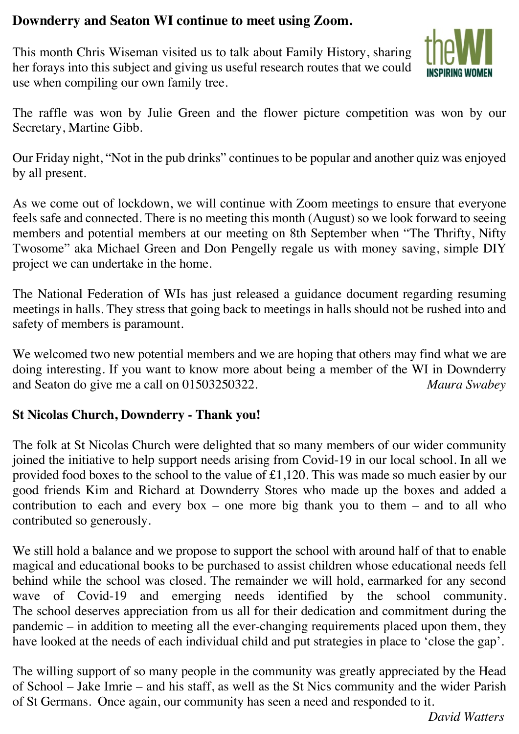**Downderry and Seaton WI continue to meet using Zoom.**

This month Chris Wiseman visited us to talk about Family History, sharing her forays into this subject and giving us useful research routes that we could use when compiling our own family tree.

The raffle was won by Julie Green and the flower picture competition was won by our Secretary, Martine Gibb.

Our Friday night, "Not in the pub drinks" continues to be popular and another quiz was enjoyed by all present.

As we come out of lockdown, we will continue with Zoom meetings to ensure that everyone feels safe and connected. There is no meeting this month (August) so we look forward to seeing members and potential members at our meeting on 8th September when "The Thrifty, Nifty Twosome" aka Michael Green and Don Pengelly regale us with money saving, simple DIY project we can undertake in the home.

The National Federation of WIs has just released a guidance document regarding resuming meetings in halls. They stress that going back to meetings in halls should not be rushed into and safety of members is paramount.

We welcomed two new potential members and we are hoping that others may find what we are doing interesting. If you want to know more about being a member of the WI in Downderry and Seaton do give me a call on 01503250322.

*Maura Swabey*

**St Nicolas Church, Downderry - Thank you!**

The folk at St Nicolas Church were delighted that so many members of our wider community joined the initiative to help support needs arising from Covid-19 in our local school. In all we provided food boxes to the school to the value of £1,120. This was made so much easier by our good friends Kim and Richard at Downderry Stores who made up the boxes and added a contribution to each and every box – one more big thank you to them – and to all who contributed so generously.

We still hold a balance and we propose to support the school with around half of that to enable magical and educational books to be purchased to assist children whose educational needs fell behind while the school was closed. The remainder we will hold, earmarked for any second wave of Covid-19 and emerging needs identified by the school community. The school deserves appreciation from us all for their dedication and commitment during the pandemic – in addition to meeting all the ever-changing requirements placed upon them, they have looked at the needs of each individual child and put strategies in place to 'close the gap'.

The willing support of so many people in the community was greatly appreciated by the Head of School – Jake Imrie – and his staff, as well as the St Nics community and the wider Parish of St Germans. Once again, our community has seen a need and responded to it.

*David Watters*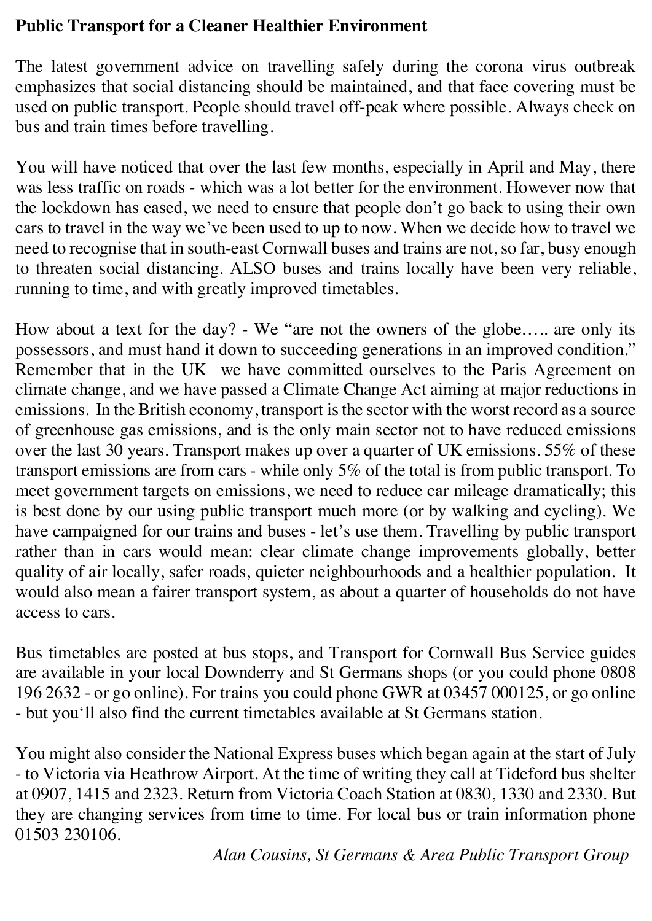# Public Transport for a Cleaner Healthier Environment

The latest government advice on travelling safely during the corona virus outbreak emphasizes that social distancing should be maintained, and that face covering must be used on public transport. People should travel off-peak where possible. Always check on bus and train times before travelling.

You will have noticed that over the last few months, especially in April and May, there was less traffic on roads - which was a lot better for the environment. However now that the lockdown has eased, we need to ensure that people don't go back to using their own cars to travel in the way we've been used to up to now. When we decide how to travel we need to recognise that in south-east Cornwall buses and trains are not, so far, busy enough to threaten social distancing. ALSO buses and trains locally have been very reliable, running to time, and with greatly improved timetables.

How about a text for the day? - We "are not the owners of the globe….. are only its possessors, and must hand it down to succeeding generations in an improved condition." Remember that in the UK we have committed ourselves to the Paris Agreement on climate change, and we have passed a Climate Change Act aiming at major reductions in emissions. In the British economy, transport is the sector with the worst record as a source of greenhouse gas emissions, and is the only main sector not to have reduced emissions over the last 30 years. Transport makes up over a quarter of UK emissions. 55% of these transport emissions are from cars - while only 5% of the total is from public transport. To meet government targets on emissions, we need to reduce car mileage dramatically; this is best done by our using public transport much more (or by walking and cycling). We have campaigned for our trains and buses - let's use them. Travelling by public transport rather than in cars would mean: clear climate change improvements globally, better quality of air locally, safer roads, quieter neighbourhoods and a healthier population. It would also mean a fairer transport system, as about a quarter of households do not have access to cars.

Bus timetables are posted at bus stops, and Transport for Cornwall Bus Service guides are available in your local Downderry and St Germans shops (or you could phone 0808 196 2632 - or go online). For trains you could phone GWR at 03457 000125, or go online - but you'll also find the current timetables available at St Germans station.

You might also consider the National Express buses which began again at the start of July - to Victoria via Heathrow Airport. At the time of writing they call at Tideford bus shelter at 0907, 1415 and 2323. Return from Victoria Coach Station at 0830, 1330 and 2330. But they are changing services from time to time. For local bus or train information phone 01503 230106.

*Alan Cousins, St Germans & Area Public Transport Group*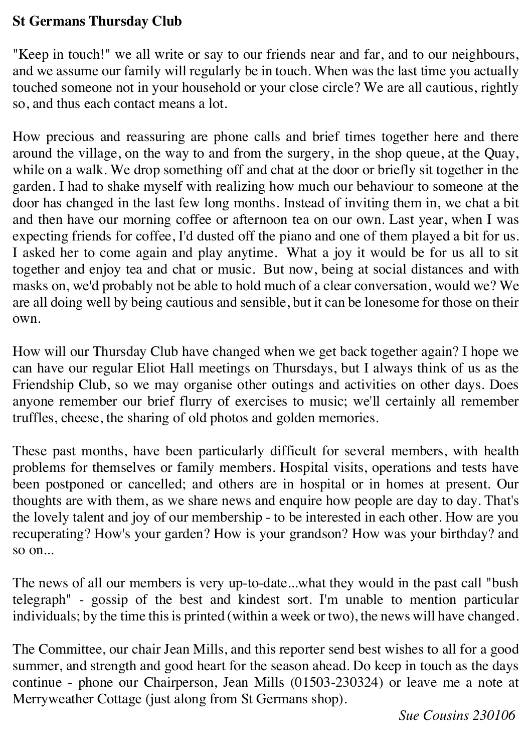**St Germans Thursday Club**

"Keep in touch!" we all write or say to our friends near and far, and to our neighbours, and we assume our family will regularly be in touch. When was the last time you actually touched someone not in your household or your close circle? We are all cautious, rightly so, and thus each contact means a lot.

How precious and reassuring are phone calls and brief times together here and there around the village, on the way to and from the surgery, in the shop queue, at the Quay, while on a walk. We drop something off and chat at the door or briefly sit together in the garden. I had to shake myself with realizing how much our behaviour to someone at the door has changed in the last few long months. Instead of inviting them in, we chat a bit and then have our morning coffee or afternoon tea on our own. Last year, when I was expecting friends for coffee, I'd dusted off the piano and one of them played a bit for us. I asked her to come again and play anytime. What a joy it would be for us all to sit together and enjoy tea and chat or music. But now, being at social distances and with masks on, we'd probably not be able to hold much of a clear conversation, would we? We are all doing well by being cautious and sensible, but it can be lonesome for those on their own.

How will our Thursday Club have changed when we get back together again? I hope we can have our regular Eliot Hall meetings on Thursdays, but I always think of us as the Friendship Club, so we may organise other outings and activities on other days. Does anyone remember our brief flurry of exercises to music; we'll certainly all remember truffles, cheese, the sharing of old photos and golden memories.

These past months, have been particularly difficult for several members, with health problems for themselves or family members. Hospital visits, operations and tests have been postponed or cancelled; and others are in hospital or in homes at present. Our thoughts are with them, as we share news and enquire how people are day to day. That's the lovely talent and joy of our membership - to be interested in each other. How are you recuperating? How's your garden? How is your grandson? How was your birthday? and so on...

The news of all our members is very up-to-date...what they would in the past call "bush telegraph" - gossip of the best and kindest sort. I'm unable to mention particular individuals; by the time this is printed (within a week or two), the news will have changed.

The Committee, our chair Jean Mills, and this reporter send best wishes to all for a good summer, and strength and good heart for the season ahead. Do keep in touch as the days continue - phone our Chairperson, Jean Mills (01503-230324) or leave me a note at Merryweather Cottage (just along from St Germans shop).

*Sue Cousins 230106*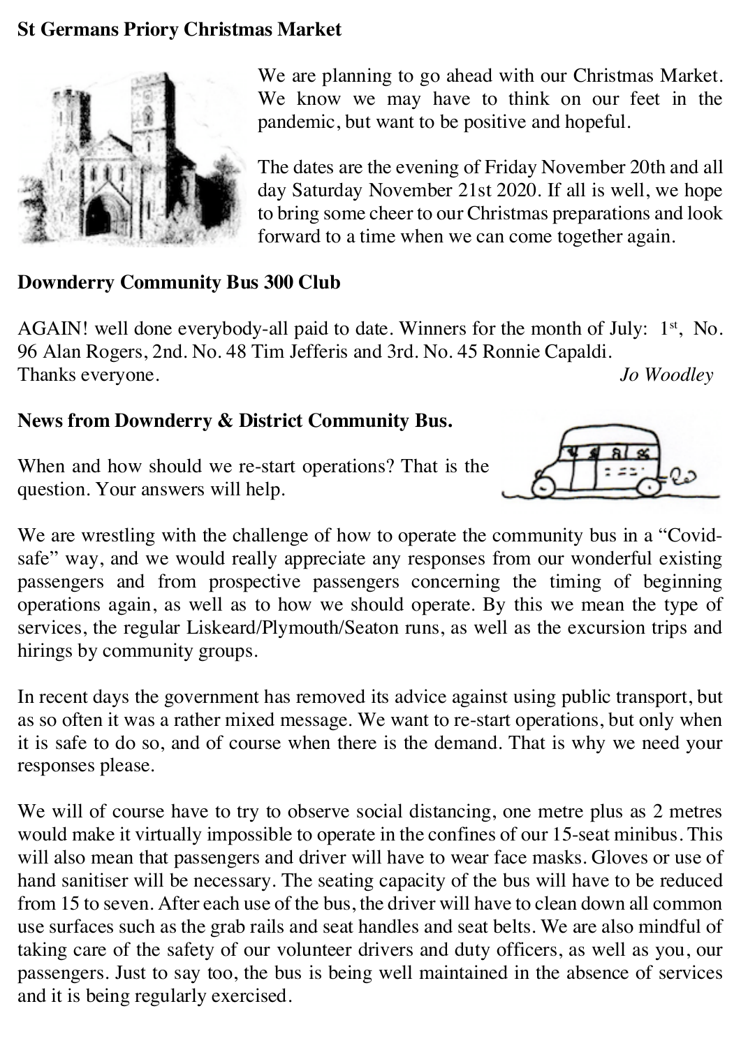**St Germans Priory Christmas Market**

We are planning to go ahead with our Christmas Market. We know we may have to think on our feet in the pandemic, but want to be positive and hopeful.

The dates are the evening of Friday November 20th and all day Saturday November 21st 2020. If all is well, we hope to bring some cheer to our Christmas preparations and look forward to a time when we can come together again.

**Downderry Community Bus 300 Club**

AGAIN! well done everybody-all paid to date. Winners for the month of July: 1st, No. 96 Alan Rogers, 2nd. No. 48 Tim Jefferis and 3rd. No. 45 Ronnie Capaldi.
Thanks everyone.

*Jo Woodley*

**News from Downderry & District Community Bus.**

When and how should we re-start operations? That is the question. Your answers will help.

We are wrestling with the challenge of how to operate the community bus in a "Covid-safe" way, and we would really appreciate any responses from our wonderful existing passengers and from prospective passengers concerning the timing of beginning operations again, as well as to how we should operate. By this we mean the type of services, the regular Liskeard/Plymouth/Seaton runs, as well as the excursion trips and hirings by community groups.

In recent days the government has removed its advice against using public transport, but as so often it was a rather mixed message. We want to re-start operations, but only when it is safe to do so, and of course when there is the demand. That is why we need your responses please.

We will of course have to try to observe social distancing, one metre plus as 2 metres would make it virtually impossible to operate in the confines of our 15-seat minibus. This will also mean that passengers and driver will have to wear face masks. Gloves or use of hand sanitiser will be necessary. The seating capacity of the bus will have to be reduced from 15 to seven. After each use of the bus, the driver will have to clean down all common use surfaces such as the grab rails and seat handles and seat belts. We are also mindful of taking care of the safety of our volunteer drivers and duty officers, as well as you, our passengers. Just to say too, the bus is being well maintained in the absence of services and it is being regularly exercised.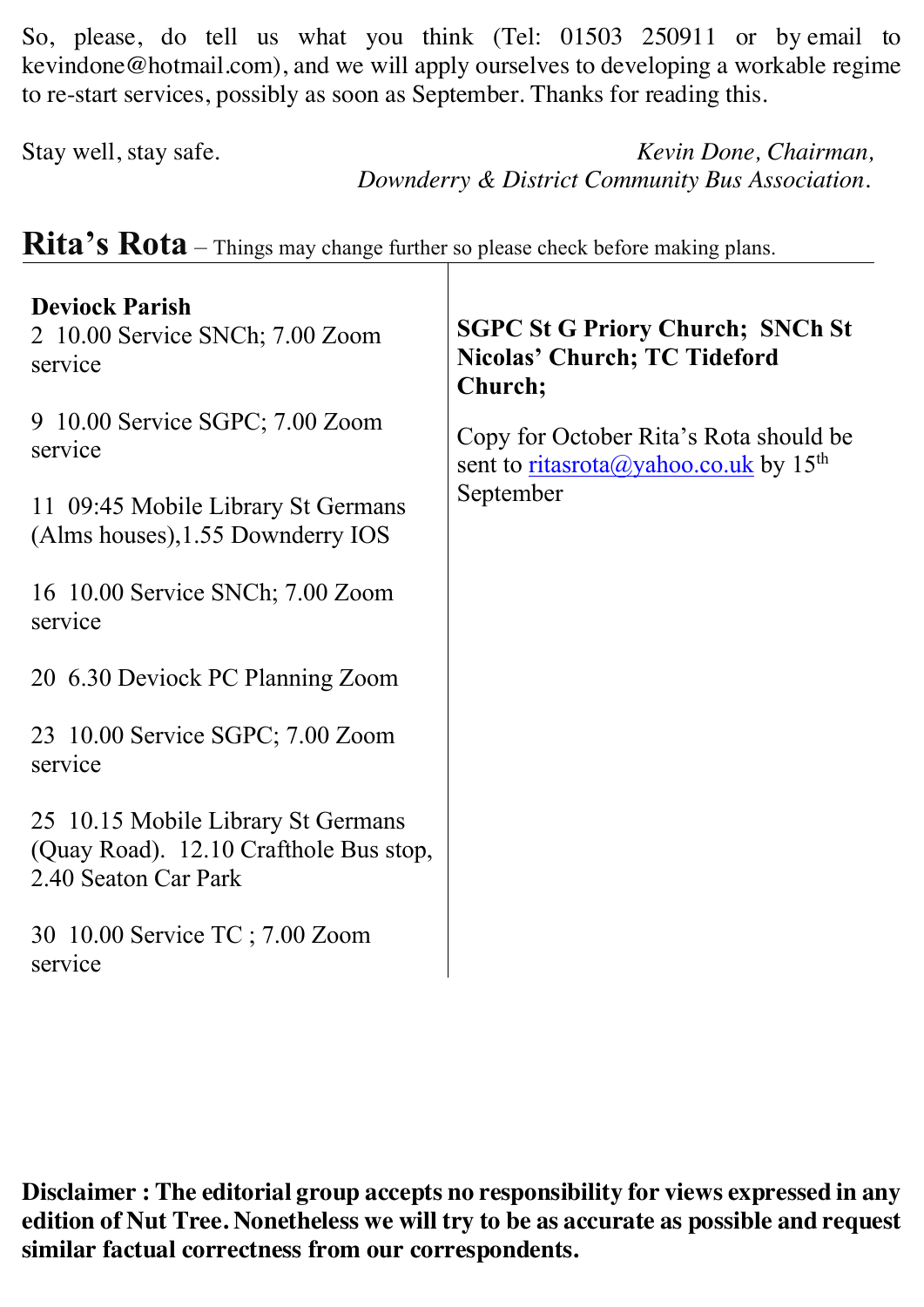So, please, do tell us what you think (Tel: 01503 250911 or by email to kevindone@hotmail.com), and we will apply ourselves to developing a workable regime to re-start services, possibly as soon as September. Thanks for reading this.

Stay well, stay safe.

*Kevin Done, Chairman,*
*Downderry & District Community Bus Association.*

## Rita's Rota – Things may change further so please check before making plans.

**Deviock Parish**

2 10.00 Service SNCh; 7.00 Zoom service

9 10.00 Service SGPC; 7.00 Zoom service

11 09:45 Mobile Library St Germans (Alms houses),1.55 Downderry IOS

16 10.00 Service SNCh; 7.00 Zoom service

20 6.30 Deviock PC Planning Zoom

23 10.00 Service SGPC; 7.00 Zoom service

25 10.15 Mobile Library St Germans (Quay Road). 12.10 Crafthole Bus stop, 2.40 Seaton Car Park

30 10.00 Service TC ; 7.00 Zoom service

**SGPC St G Priory Church; SNCh St Nicolas' Church; TC Tideford Church;**

Copy for October Rita's Rota should be sent to ritasrota@yahoo.co.uk by 15th September

**Disclaimer : The editorial group accepts no responsibility for views expressed in any edition of Nut Tree. Nonetheless we will try to be as accurate as possible and request similar factual correctness from our correspondents.**